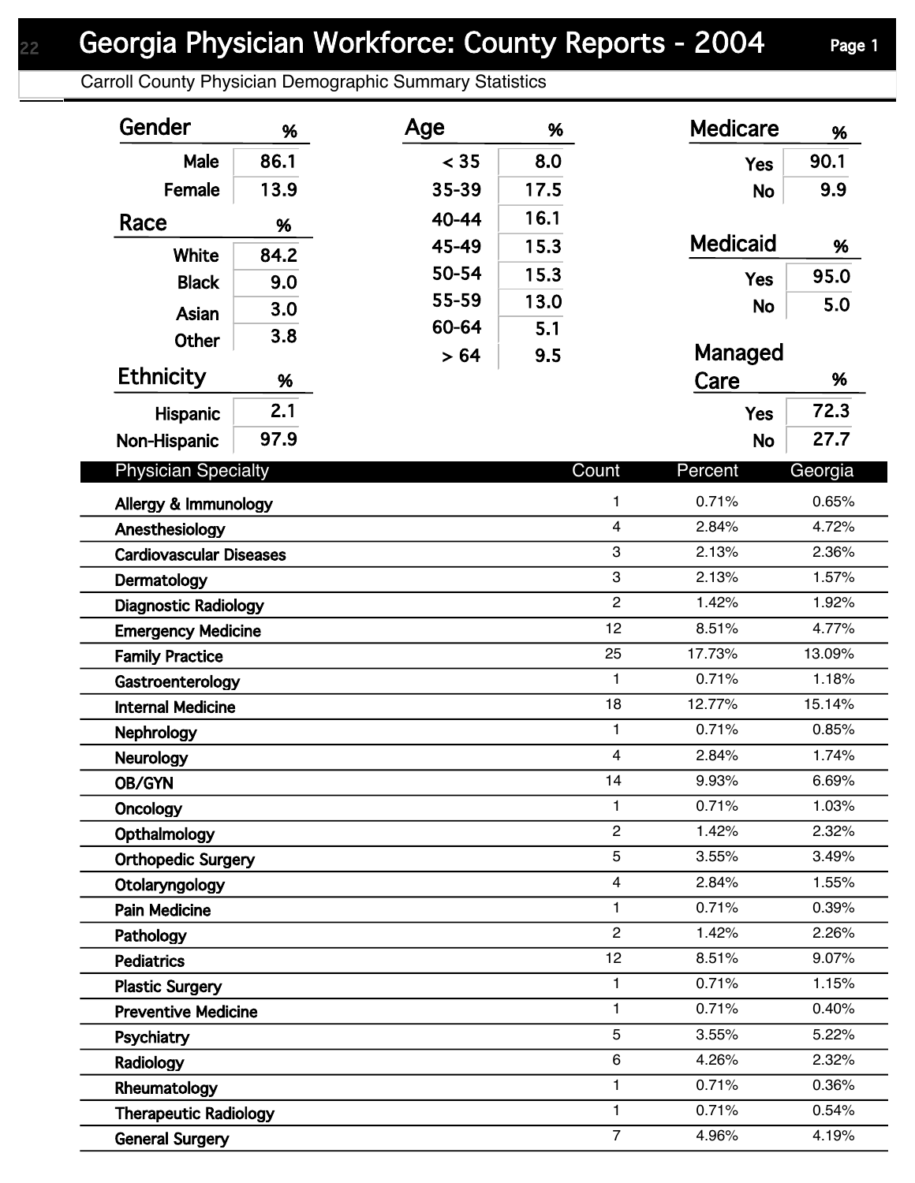# Georgia Physician Workforce: County Reports - 2004

## Carroll County Physician Demographic Summary Statistics

| Gender | % |
|---|---|
| Male | 86.1 |
| Female | 13.9 |

| Race | % |
|---|---|
| White | 84.2 |
| Black | 9.0 |
| Asian | 3.0 |
| Other | 3.8 |

| Ethnicity | % |
|---|---|
| Hispanic | 2.1 |
| Non-Hispanic | 97.9 |

| Age | % |
|---|---|
| < 35 | 8.0 |
| 35-39 | 17.5 |
| 40-44 | 16.1 |
| 45-49 | 15.3 |
| 50-54 | 15.3 |
| 55-59 | 13.0 |
| 60-64 | 5.1 |
| > 64 | 9.5 |

| Medicare | % |
|---|---|
| Yes | 90.1 |
| No | 9.9 |

| Medicaid | % |
|---|---|
| Yes | 95.0 |
| No | 5.0 |

| Managed Care | % |
|---|---|
| Yes | 72.3 |
| No | 27.7 |

| Physician Specialty | Count | Percent | Georgia |
|---|---|---|---|
| Allergy & Immunology | 1 | 0.71% | 0.65% |
| Anesthesiology | 4 | 2.84% | 4.72% |
| Cardiovascular Diseases | 3 | 2.13% | 2.36% |
| Dermatology | 3 | 2.13% | 1.57% |
| Diagnostic Radiology | 2 | 1.42% | 1.92% |
| Emergency Medicine | 12 | 8.51% | 4.77% |
| Family Practice | 25 | 17.73% | 13.09% |
| Gastroenterology | 1 | 0.71% | 1.18% |
| Internal Medicine | 18 | 12.77% | 15.14% |
| Nephrology | 1 | 0.71% | 0.85% |
| Neurology | 4 | 2.84% | 1.74% |
| OB/GYN | 14 | 9.93% | 6.69% |
| Oncology | 1 | 0.71% | 1.03% |
| Opthalmology | 2 | 1.42% | 2.32% |
| Orthopedic Surgery | 5 | 3.55% | 3.49% |
| Otolaryngology | 4 | 2.84% | 1.55% |
| Pain Medicine | 1 | 0.71% | 0.39% |
| Pathology | 2 | 1.42% | 2.26% |
| Pediatrics | 12 | 8.51% | 9.07% |
| Plastic Surgery | 1 | 0.71% | 1.15% |
| Preventive Medicine | 1 | 0.71% | 0.40% |
| Psychiatry | 5 | 3.55% | 5.22% |
| Radiology | 6 | 4.26% | 2.32% |
| Rheumatology | 1 | 0.71% | 0.36% |
| Therapeutic Radiology | 1 | 0.71% | 0.54% |
| General Surgery | 7 | 4.96% | 4.19% |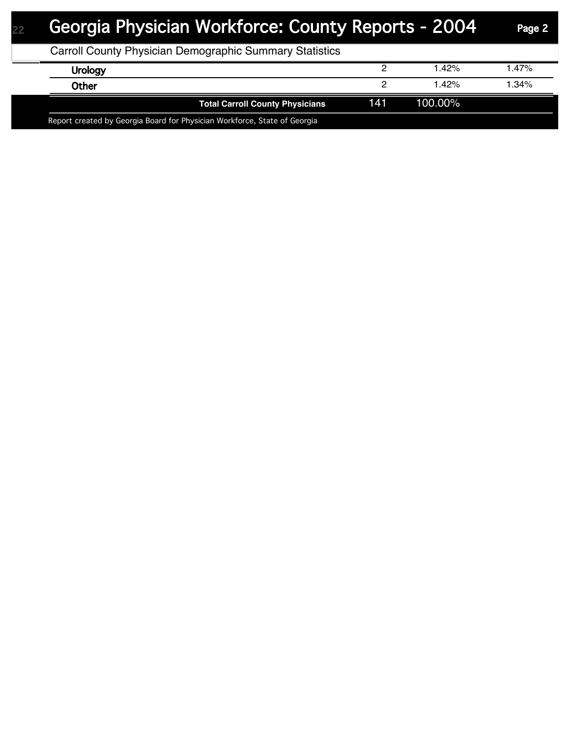Carroll County Physician Demographic Summary Statistics

| | | | |
|---|---|---|---|
| **Urology** | 2 | 1.42% | 1.47% |
| **Other** | 2 | 1.42% | 1.34% |
| **Total Carroll County Physicians** | 141 | 100.00% | |

Report created by Georgia Board for Physician Workforce, State of Georgia